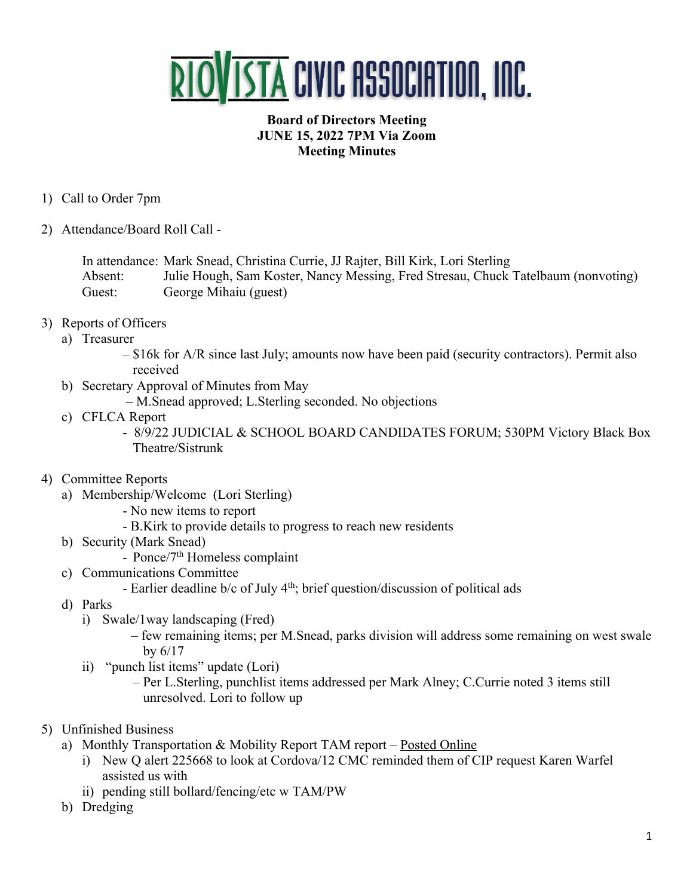# RIOVISTA CIVIC ASSOCIATION, INC.

**Board of Directors Meeting**
**JUNE 15, 2022 7PM Via Zoom**
**Meeting Minutes**

1) Call to Order 7pm

2) Attendance/Board Roll Call -

   In attendance: Mark Snead, Christina Currie, JJ Rajter, Bill Kirk, Lori Sterling
   Absent: Julie Hough, Sam Koster, Nancy Messing, Fred Stresau, Chuck Tatelbaum (nonvoting)
   Guest: George Mihaiu (guest)

3) Reports of Officers
   a) Treasurer
      – $16k for A/R since last July; amounts now have been paid (security contractors). Permit also received
   b) Secretary Approval of Minutes from May
      – M.Snead approved; L.Sterling seconded. No objections
   c) CFLCA Report
      - 8/9/22 JUDICIAL & SCHOOL BOARD CANDIDATES FORUM; 530PM Victory Black Box Theatre/Sistrunk

4) Committee Reports
   a) Membership/Welcome (Lori Sterling)
      - No new items to report
      - B.Kirk to provide details to progress to reach new residents
   b) Security (Mark Snead)
      - Ponce/7th Homeless complaint
   c) Communications Committee
      - Earlier deadline b/c of July 4th; brief question/discussion of political ads
   d) Parks
      i) Swale/1way landscaping (Fred)
         – few remaining items; per M.Snead, parks division will address some remaining on west swale by 6/17
      ii) "punch list items" update (Lori)
         – Per L.Sterling, punchlist items addressed per Mark Alney; C.Currie noted 3 items still unresolved. Lori to follow up

5) Unfinished Business
   a) Monthly Transportation & Mobility Report TAM report – Posted Online
      i) New Q alert 225668 to look at Cordova/12 CMC reminded them of CIP request Karen Warfel assisted us with
      ii) pending still bollard/fencing/etc w TAM/PW
   b) Dredging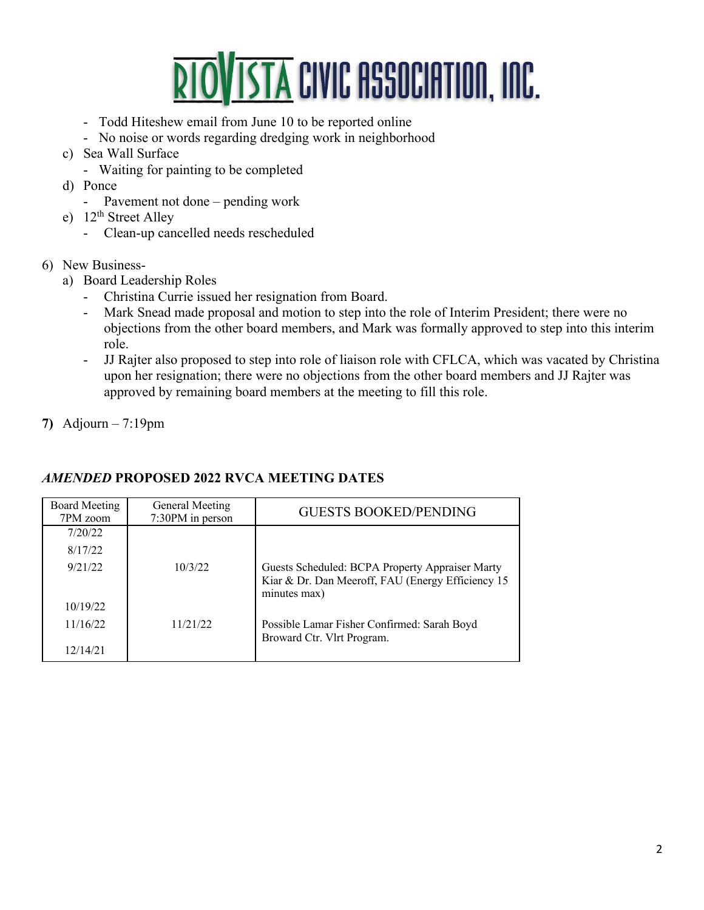# RIO VISTA CIVIC ASSOCIATION, INC.

- Todd Hiteshew email from June 10 to be reported online
- No noise or words regarding dredging work in neighborhood

c) Sea Wall Surface
- Waiting for painting to be completed

d) Ponce
- Pavement not done – pending work

e) 12th Street Alley
- Clean-up cancelled needs rescheduled

6) New Business-

a) Board Leadership Roles
- Christina Currie issued her resignation from Board.
- Mark Snead made proposal and motion to step into the role of Interim President; there were no objections from the other board members, and Mark was formally approved to step into this interim role.
- JJ Rajter also proposed to step into role of liaison role with CFLCA, which was vacated by Christina upon her resignation; there were no objections from the other board members and JJ Rajter was approved by remaining board members at the meeting to fill this role.

**7)** Adjourn – 7:19pm

### *AMENDED* PROPOSED 2022 RVCA MEETING DATES

| Board Meeting 7PM zoom | General Meeting 7:30PM in person | GUESTS BOOKED/PENDING |
|---|---|---|
| 7/20/22 | | |
| 8/17/22 | | |
| 9/21/22 | 10/3/22 | Guests Scheduled: BCPA Property Appraiser Marty Kiar & Dr. Dan Meeroff, FAU (Energy Efficiency 15 minutes max) |
| 10/19/22 | | |
| 11/16/22 | 11/21/22 | Possible Lamar Fisher Confirmed: Sarah Boyd Broward Ctr. Vlrt Program. |
| 12/14/21 | | |